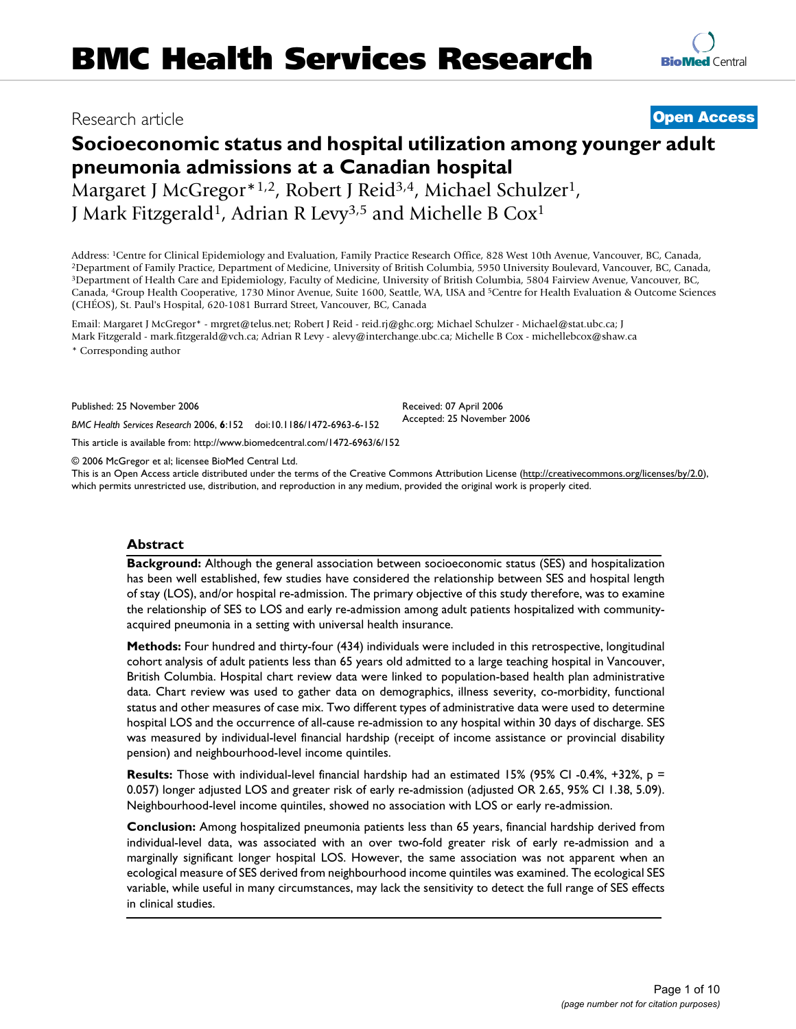BMC Health Services Research

Research article

**Open Access**

# Socioeconomic status and hospital utilization among younger adult pneumonia admissions at a Canadian hospital

Margaret J McGregor*[1,2], Robert J Reid[3,4], Michael Schulzer[1], J Mark Fitzgerald[1], Adrian R Levy[3,5] and Michelle B Cox[1]

Address: [1]Centre for Clinical Epidemiology and Evaluation, Family Practice Research Office, 828 West 10th Avenue, Vancouver, BC, Canada, [2]Department of Family Practice, Department of Medicine, University of British Columbia, 5950 University Boulevard, Vancouver, BC, Canada, [3]Department of Health Care and Epidemiology, Faculty of Medicine, University of British Columbia, 5804 Fairview Avenue, Vancouver, BC, Canada, [4]Group Health Cooperative, 1730 Minor Avenue, Suite 1600, Seattle, WA, USA and [5]Centre for Health Evaluation & Outcome Sciences (CHÉOS), St. Paul's Hospital, 620-1081 Burrard Street, Vancouver, BC, Canada

Email: Margaret J McGregor* - mrgret@telus.net; Robert J Reid - reid.rj@ghc.org; Michael Schulzer - Michael@stat.ubc.ca; J Mark Fitzgerald - mark.fitzgerald@vch.ca; Adrian R Levy - alevy@interchange.ubc.ca; Michelle B Cox - michellebcox@shaw.ca

\* Corresponding author

Published: 25 November 2006

Received: 07 April 2006

Accepted: 25 November 2006

*BMC Health Services Research* 2006, **6**:152 doi:10.1186/1472-6963-6-152

This article is available from: http://www.biomedcentral.com/1472-6963/6/152

© 2006 McGregor et al; licensee BioMed Central Ltd.

This is an Open Access article distributed under the terms of the Creative Commons Attribution License (http://creativecommons.org/licenses/by/2.0), which permits unrestricted use, distribution, and reproduction in any medium, provided the original work is properly cited.

## Abstract

**Background:** Although the general association between socioeconomic status (SES) and hospitalization has been well established, few studies have considered the relationship between SES and hospital length of stay (LOS), and/or hospital re-admission. The primary objective of this study therefore, was to examine the relationship of SES to LOS and early re-admission among adult patients hospitalized with community-acquired pneumonia in a setting with universal health insurance.

**Methods:** Four hundred and thirty-four (434) individuals were included in this retrospective, longitudinal cohort analysis of adult patients less than 65 years old admitted to a large teaching hospital in Vancouver, British Columbia. Hospital chart review data were linked to population-based health plan administrative data. Chart review was used to gather data on demographics, illness severity, co-morbidity, functional status and other measures of case mix. Two different types of administrative data were used to determine hospital LOS and the occurrence of all-cause re-admission to any hospital within 30 days of discharge. SES was measured by individual-level financial hardship (receipt of income assistance or provincial disability pension) and neighbourhood-level income quintiles.

**Results:** Those with individual-level financial hardship had an estimated 15% (95% CI -0.4%, +32%, p = 0.057) longer adjusted LOS and greater risk of early re-admission (adjusted OR 2.65, 95% CI 1.38, 5.09). Neighbourhood-level income quintiles, showed no association with LOS or early re-admission.

**Conclusion:** Among hospitalized pneumonia patients less than 65 years, financial hardship derived from individual-level data, was associated with an over two-fold greater risk of early re-admission and a marginally significant longer hospital LOS. However, the same association was not apparent when an ecological measure of SES derived from neighbourhood income quintiles was examined. The ecological SES variable, while useful in many circumstances, may lack the sensitivity to detect the full range of SES effects in clinical studies.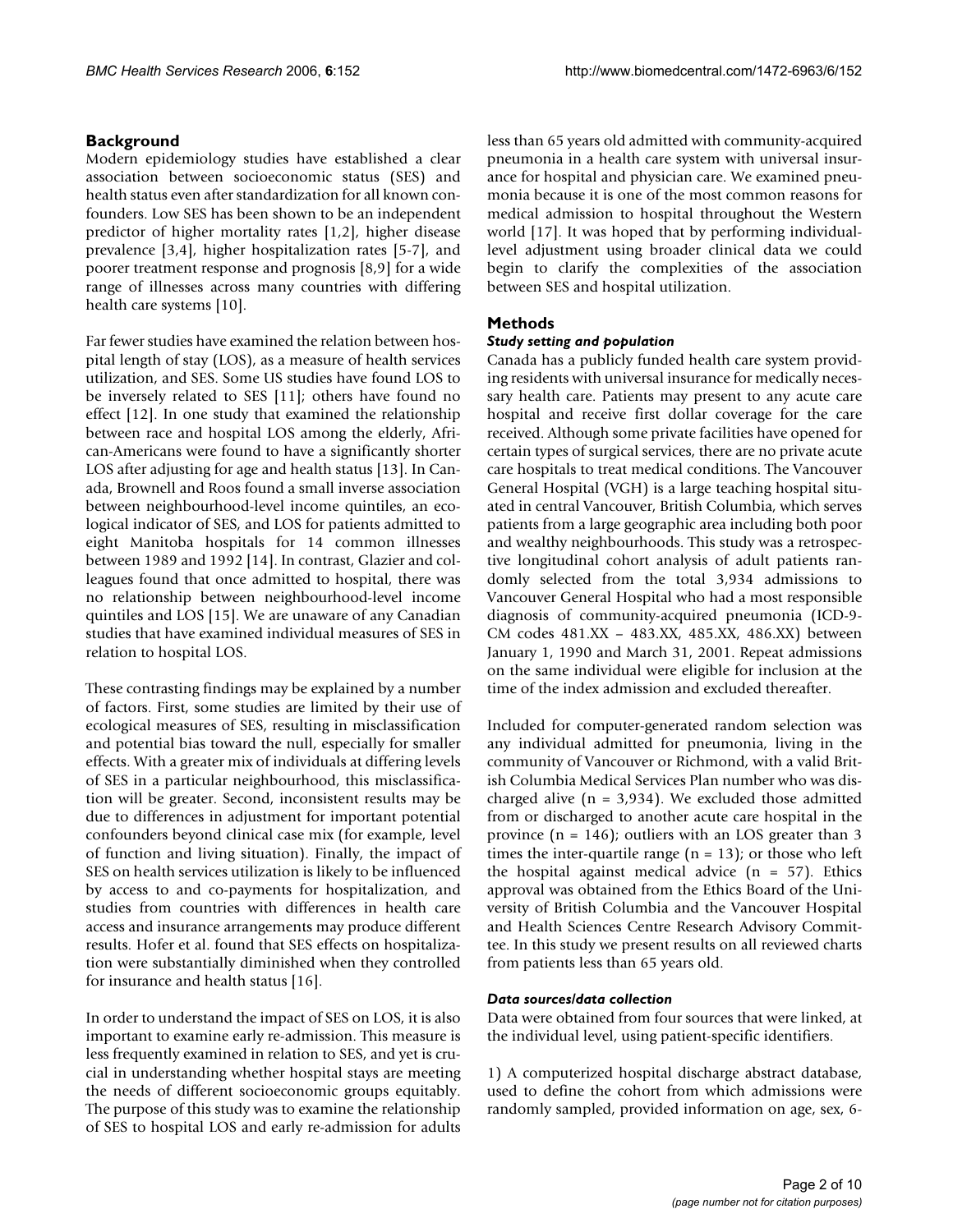## Background

Modern epidemiology studies have established a clear association between socioeconomic status (SES) and health status even after standardization for all known confounders. Low SES has been shown to be an independent predictor of higher mortality rates [1,2], higher disease prevalence [3,4], higher hospitalization rates [5-7], and poorer treatment response and prognosis [8,9] for a wide range of illnesses across many countries with differing health care systems [10].

Far fewer studies have examined the relation between hospital length of stay (LOS), as a measure of health services utilization, and SES. Some US studies have found LOS to be inversely related to SES [11]; others have found no effect [12]. In one study that examined the relationship between race and hospital LOS among the elderly, African-Americans were found to have a significantly shorter LOS after adjusting for age and health status [13]. In Canada, Brownell and Roos found a small inverse association between neighbourhood-level income quintiles, an ecological indicator of SES, and LOS for patients admitted to eight Manitoba hospitals for 14 common illnesses between 1989 and 1992 [14]. In contrast, Glazier and colleagues found that once admitted to hospital, there was no relationship between neighbourhood-level income quintiles and LOS [15]. We are unaware of any Canadian studies that have examined individual measures of SES in relation to hospital LOS.

These contrasting findings may be explained by a number of factors. First, some studies are limited by their use of ecological measures of SES, resulting in misclassification and potential bias toward the null, especially for smaller effects. With a greater mix of individuals at differing levels of SES in a particular neighbourhood, this misclassification will be greater. Second, inconsistent results may be due to differences in adjustment for important potential confounders beyond clinical case mix (for example, level of function and living situation). Finally, the impact of SES on health services utilization is likely to be influenced by access to and co-payments for hospitalization, and studies from countries with differences in health care access and insurance arrangements may produce different results. Hofer et al. found that SES effects on hospitalization were substantially diminished when they controlled for insurance and health status [16].

In order to understand the impact of SES on LOS, it is also important to examine early re-admission. This measure is less frequently examined in relation to SES, and yet is crucial in understanding whether hospital stays are meeting the needs of different socioeconomic groups equitably. The purpose of this study was to examine the relationship of SES to hospital LOS and early re-admission for adults less than 65 years old admitted with community-acquired pneumonia in a health care system with universal insurance for hospital and physician care. We examined pneumonia because it is one of the most common reasons for medical admission to hospital throughout the Western world [17]. It was hoped that by performing individual-level adjustment using broader clinical data we could begin to clarify the complexities of the association between SES and hospital utilization.

## Methods

### *Study setting and population*

Canada has a publicly funded health care system providing residents with universal insurance for medically necessary health care. Patients may present to any acute care hospital and receive first dollar coverage for the care received. Although some private facilities have opened for certain types of surgical services, there are no private acute care hospitals to treat medical conditions. The Vancouver General Hospital (VGH) is a large teaching hospital situated in central Vancouver, British Columbia, which serves patients from a large geographic area including both poor and wealthy neighbourhoods. This study was a retrospective longitudinal cohort analysis of adult patients randomly selected from the total 3,934 admissions to Vancouver General Hospital who had a most responsible diagnosis of community-acquired pneumonia (ICD-9-CM codes 481.XX – 483.XX, 485.XX, 486.XX) between January 1, 1990 and March 31, 2001. Repeat admissions on the same individual were eligible for inclusion at the time of the index admission and excluded thereafter.

Included for computer-generated random selection was any individual admitted for pneumonia, living in the community of Vancouver or Richmond, with a valid British Columbia Medical Services Plan number who was discharged alive (n = 3,934). We excluded those admitted from or discharged to another acute care hospital in the province (n = 146); outliers with an LOS greater than 3 times the inter-quartile range (n = 13); or those who left the hospital against medical advice (n = 57). Ethics approval was obtained from the Ethics Board of the University of British Columbia and the Vancouver Hospital and Health Sciences Centre Research Advisory Committee. In this study we present results on all reviewed charts from patients less than 65 years old.

### *Data sources/data collection*

Data were obtained from four sources that were linked, at the individual level, using patient-specific identifiers.

1) A computerized hospital discharge abstract database, used to define the cohort from which admissions were randomly sampled, provided information on age, sex, 6-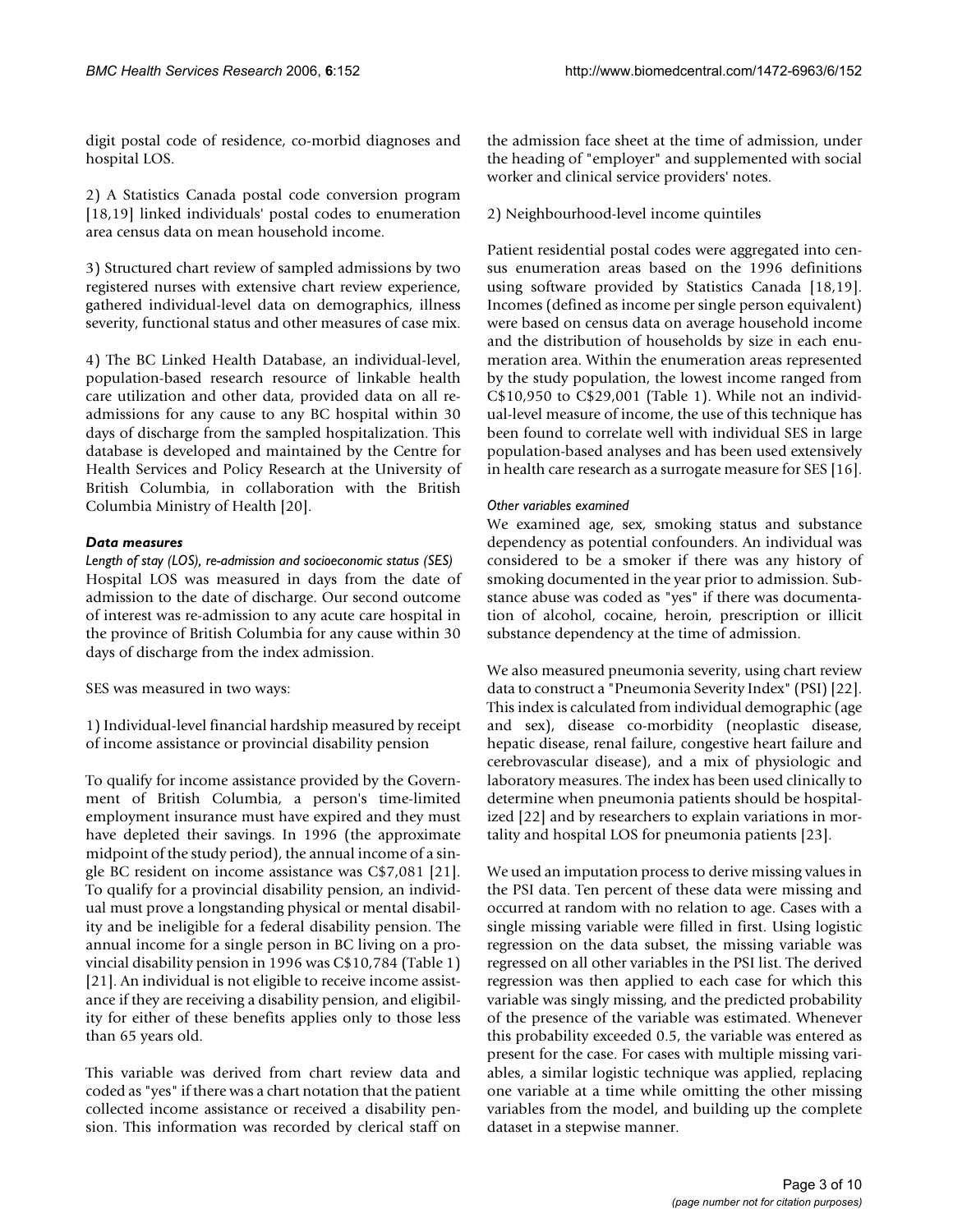digit postal code of residence, co-morbid diagnoses and hospital LOS.

2) A Statistics Canada postal code conversion program [18,19] linked individuals' postal codes to enumeration area census data on mean household income.

3) Structured chart review of sampled admissions by two registered nurses with extensive chart review experience, gathered individual-level data on demographics, illness severity, functional status and other measures of case mix.

4) The BC Linked Health Database, an individual-level, population-based research resource of linkable health care utilization and other data, provided data on all re-admissions for any cause to any BC hospital within 30 days of discharge from the sampled hospitalization. This database is developed and maintained by the Centre for Health Services and Policy Research at the University of British Columbia, in collaboration with the British Columbia Ministry of Health [20].

### *Data measures*

*Length of stay (LOS), re-admission and socioeconomic status (SES)*

Hospital LOS was measured in days from the date of admission to the date of discharge. Our second outcome of interest was re-admission to any acute care hospital in the province of British Columbia for any cause within 30 days of discharge from the index admission.

SES was measured in two ways:

1) Individual-level financial hardship measured by receipt of income assistance or provincial disability pension

To qualify for income assistance provided by the Government of British Columbia, a person's time-limited employment insurance must have expired and they must have depleted their savings. In 1996 (the approximate midpoint of the study period), the annual income of a single BC resident on income assistance was C$7,081 [21]. To qualify for a provincial disability pension, an individual must prove a longstanding physical or mental disability and be ineligible for a federal disability pension. The annual income for a single person in BC living on a provincial disability pension in 1996 was C$10,784 (Table 1) [21]. An individual is not eligible to receive income assistance if they are receiving a disability pension, and eligibility for either of these benefits applies only to those less than 65 years old.

This variable was derived from chart review data and coded as "yes" if there was a chart notation that the patient collected income assistance or received a disability pension. This information was recorded by clerical staff on the admission face sheet at the time of admission, under the heading of "employer" and supplemented with social worker and clinical service providers' notes.

2) Neighbourhood-level income quintiles

Patient residential postal codes were aggregated into census enumeration areas based on the 1996 definitions using software provided by Statistics Canada [18,19]. Incomes (defined as income per single person equivalent) were based on census data on average household income and the distribution of households by size in each enumeration area. Within the enumeration areas represented by the study population, the lowest income ranged from C$10,950 to C$29,001 (Table 1). While not an individual-level measure of income, the use of this technique has been found to correlate well with individual SES in large population-based analyses and has been used extensively in health care research as a surrogate measure for SES [16].

*Other variables examined*

We examined age, sex, smoking status and substance dependency as potential confounders. An individual was considered to be a smoker if there was any history of smoking documented in the year prior to admission. Substance abuse was coded as "yes" if there was documentation of alcohol, cocaine, heroin, prescription or illicit substance dependency at the time of admission.

We also measured pneumonia severity, using chart review data to construct a "Pneumonia Severity Index" (PSI) [22]. This index is calculated from individual demographic (age and sex), disease co-morbidity (neoplastic disease, hepatic disease, renal failure, congestive heart failure and cerebrovascular disease), and a mix of physiologic and laboratory measures. The index has been used clinically to determine when pneumonia patients should be hospitalized [22] and by researchers to explain variations in mortality and hospital LOS for pneumonia patients [23].

We used an imputation process to derive missing values in the PSI data. Ten percent of these data were missing and occurred at random with no relation to age. Cases with a single missing variable were filled in first. Using logistic regression on the data subset, the missing variable was regressed on all other variables in the PSI list. The derived regression was then applied to each case for which this variable was singly missing, and the predicted probability of the presence of the variable was estimated. Whenever this probability exceeded 0.5, the variable was entered as present for the case. For cases with multiple missing variables, a similar logistic technique was applied, replacing one variable at a time while omitting the other missing variables from the model, and building up the complete dataset in a stepwise manner.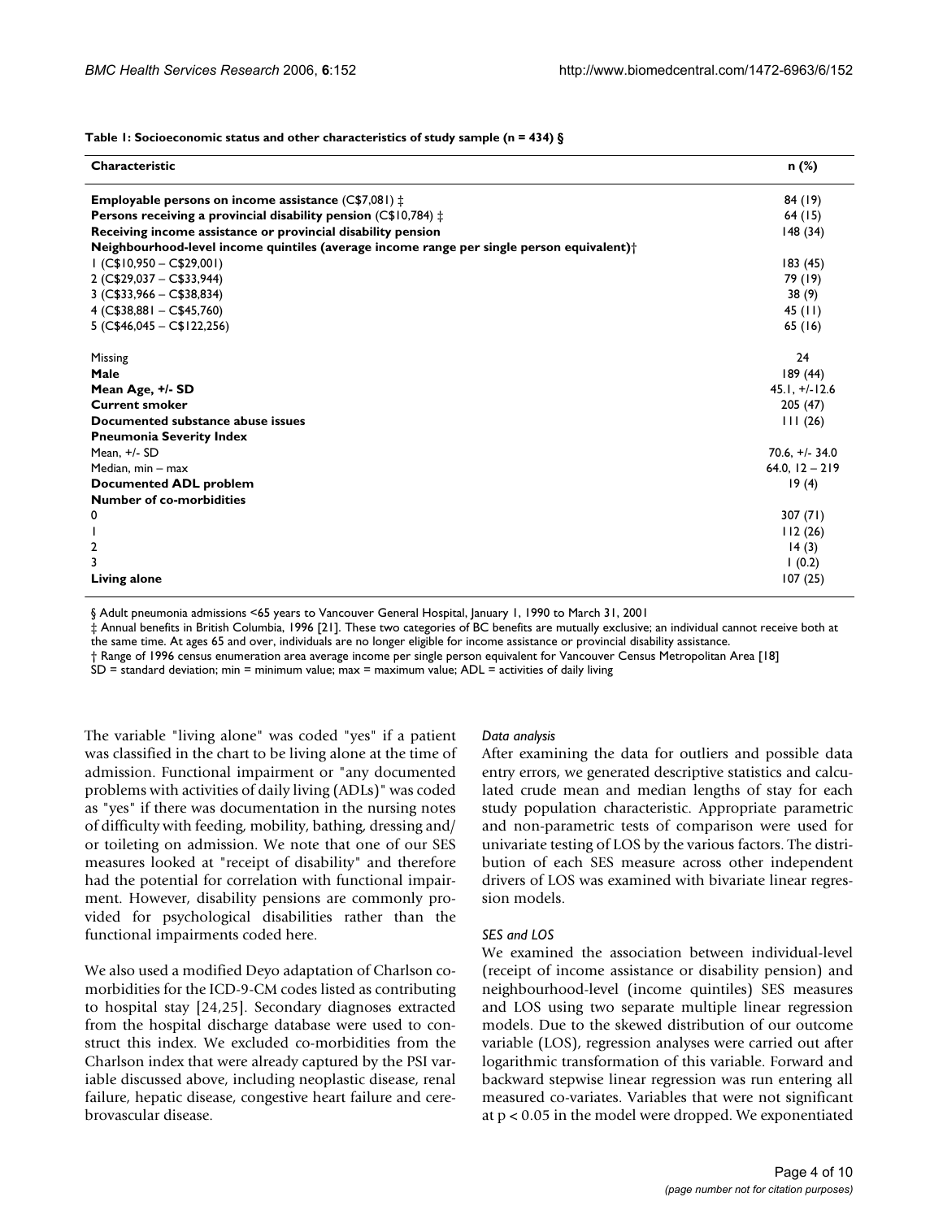**Table 1: Socioeconomic status and other characteristics of study sample (n = 434) §**

| Characteristic | n (%) |
| --- | --- |
| **Employable persons on income assistance** (C$7,081) ‡ | 84 (19) |
| **Persons receiving a provincial disability pension** (C$10,784) ‡ | 64 (15) |
| **Receiving income assistance or provincial disability pension** | 148 (34) |
| **Neighbourhood-level income quintiles (average income range per single person equivalent)**† | |
| 1 (C$10,950 – C$29,001) | 183 (45) |
| 2 (C$29,037 – C$33,944) | 79 (19) |
| 3 (C$33,966 – C$38,834) | 38 (9) |
| 4 (C$38,881 – C$45,760) | 45 (11) |
| 5 (C$46,045 – C$122,256) | 65 (16) |
| Missing | 24 |
| **Male** | 189 (44) |
| **Mean Age, +/- SD** | 45.1, +/-12.6 |
| **Current smoker** | 205 (47) |
| **Documented substance abuse issues** | 111 (26) |
| **Pneumonia Severity Index** | |
| Mean, +/- SD | 70.6, +/- 34.0 |
| Median, min – max | 64.0, 12 – 219 |
| **Documented ADL problem** | 19 (4) |
| **Number of co-morbidities** | |
| 0 | 307 (71) |
| 1 | 112 (26) |
| 2 | 14 (3) |
| 3 | 1 (0.2) |
| **Living alone** | 107 (25) |

§ Adult pneumonia admissions <65 years to Vancouver General Hospital, January 1, 1990 to March 31, 2001

‡ Annual benefits in British Columbia, 1996 [21]. These two categories of BC benefits are mutually exclusive; an individual cannot receive both at the same time. At ages 65 and over, individuals are no longer eligible for income assistance or provincial disability assistance.

† Range of 1996 census enumeration area average income per single person equivalent for Vancouver Census Metropolitan Area [18]

SD = standard deviation; min = minimum value; max = maximum value; ADL = activities of daily living

The variable "living alone" was coded "yes" if a patient was classified in the chart to be living alone at the time of admission. Functional impairment or "any documented problems with activities of daily living (ADLs)" was coded as "yes" if there was documentation in the nursing notes of difficulty with feeding, mobility, bathing, dressing and/or toileting on admission. We note that one of our SES measures looked at "receipt of disability" and therefore had the potential for correlation with functional impairment. However, disability pensions are commonly provided for psychological disabilities rather than the functional impairments coded here.

We also used a modified Deyo adaptation of Charlson co-morbidities for the ICD-9-CM codes listed as contributing to hospital stay [24,25]. Secondary diagnoses extracted from the hospital discharge database were used to construct this index. We excluded co-morbidities from the Charlson index that were already captured by the PSI variable discussed above, including neoplastic disease, renal failure, hepatic disease, congestive heart failure and cerebrovascular disease.

### *Data analysis*

After examining the data for outliers and possible data entry errors, we generated descriptive statistics and calculated crude mean and median lengths of stay for each study population characteristic. Appropriate parametric and non-parametric tests of comparison were used for univariate testing of LOS by the various factors. The distribution of each SES measure across other independent drivers of LOS was examined with bivariate linear regression models.

### *SES and LOS*

We examined the association between individual-level (receipt of income assistance or disability pension) and neighbourhood-level (income quintiles) SES measures and LOS using two separate multiple linear regression models. Due to the skewed distribution of our outcome variable (LOS), regression analyses were carried out after logarithmic transformation of this variable. Forward and backward stepwise linear regression was run entering all measured co-variates. Variables that were not significant at $p < 0.05$ in the model were dropped. We exponentiated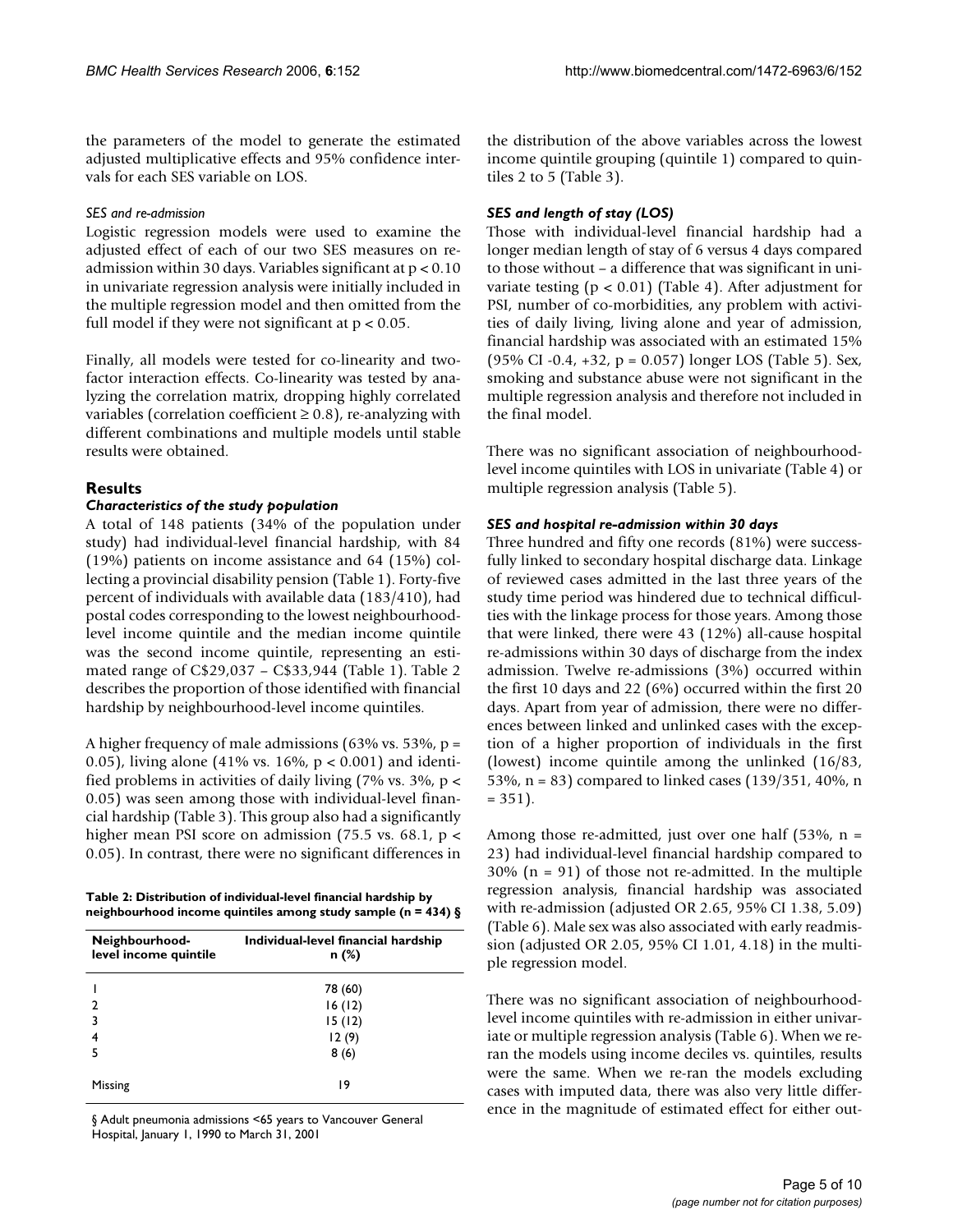the parameters of the model to generate the estimated adjusted multiplicative effects and 95% confidence intervals for each SES variable on LOS.

*SES and re-admission*

Logistic regression models were used to examine the adjusted effect of each of our two SES measures on re-admission within 30 days. Variables significant at $p < 0.10$ in univariate regression analysis were initially included in the multiple regression model and then omitted from the full model if they were not significant at $p < 0.05$.

Finally, all models were tested for co-linearity and two-factor interaction effects. Co-linearity was tested by analyzing the correlation matrix, dropping highly correlated variables (correlation coefficient ≥ 0.8), re-analyzing with different combinations and multiple models until stable results were obtained.

## Results

### Characteristics of the study population

A total of 148 patients (34% of the population under study) had individual-level financial hardship, with 84 (19%) patients on income assistance and 64 (15%) collecting a provincial disability pension (Table 1). Forty-five percent of individuals with available data (183/410), had postal codes corresponding to the lowest neighbourhood-level income quintile and the median income quintile was the second income quintile, representing an estimated range of C$29,037 – C$33,944 (Table 1). Table 2 describes the proportion of those identified with financial hardship by neighbourhood-level income quintiles.

A higher frequency of male admissions (63% vs. 53%, $p = 0.05$), living alone (41% vs. 16%, $p < 0.001$) and identified problems in activities of daily living (7% vs. 3%, $p < 0.05$) was seen among those with individual-level financial hardship (Table 3). This group also had a significantly higher mean PSI score on admission (75.5 vs. 68.1, $p < 0.05$). In contrast, there were no significant differences in the distribution of the above variables across the lowest income quintile grouping (quintile 1) compared to quintiles 2 to 5 (Table 3).

**Table 2: Distribution of individual-level financial hardship by neighbourhood income quintiles among study sample (n = 434) §**

| Neighbourhood-level income quintile | Individual-level financial hardship n (%) |
|---|---|
| 1 | 78 (60) |
| 2 | 16 (12) |
| 3 | 15 (12) |
| 4 | 12 (9) |
| 5 | 8 (6) |
| Missing | 19 |

§ Adult pneumonia admissions <65 years to Vancouver General Hospital, January 1, 1990 to March 31, 2001

### SES and length of stay (LOS)

Those with individual-level financial hardship had a longer median length of stay of 6 versus 4 days compared to those without – a difference that was significant in univariate testing ($p < 0.01$) (Table 4). After adjustment for PSI, number of co-morbidities, any problem with activities of daily living, living alone and year of admission, financial hardship was associated with an estimated 15% (95% CI -0.4, +32, $p = 0.057$) longer LOS (Table 5). Sex, smoking and substance abuse were not significant in the multiple regression analysis and therefore not included in the final model.

There was no significant association of neighbourhood-level income quintiles with LOS in univariate (Table 4) or multiple regression analysis (Table 5).

### SES and hospital re-admission within 30 days

Three hundred and fifty one records (81%) were successfully linked to secondary hospital discharge data. Linkage of reviewed cases admitted in the last three years of the study time period was hindered due to technical difficulties with the linkage process for those years. Among those that were linked, there were 43 (12%) all-cause hospital re-admissions within 30 days of discharge from the index admission. Twelve re-admissions (3%) occurred within the first 10 days and 22 (6%) occurred within the first 20 days. Apart from year of admission, there were no differences between linked and unlinked cases with the exception of a higher proportion of individuals in the first (lowest) income quintile among the unlinked (16/83, 53%, n = 83) compared to linked cases (139/351, 40%, n = 351).

Among those re-admitted, just over one half (53%, n = 23) had individual-level financial hardship compared to 30% (n = 91) of those not re-admitted. In the multiple regression analysis, financial hardship was associated with re-admission (adjusted OR 2.65, 95% CI 1.38, 5.09) (Table 6). Male sex was also associated with early readmission (adjusted OR 2.05, 95% CI 1.01, 4.18) in the multiple regression model.

There was no significant association of neighbourhood-level income quintiles with re-admission in either univariate or multiple regression analysis (Table 6). When we re-ran the models using income deciles vs. quintiles, results were the same. When we re-ran the models excluding cases with imputed data, there was also very little difference in the magnitude of estimated effect for either out-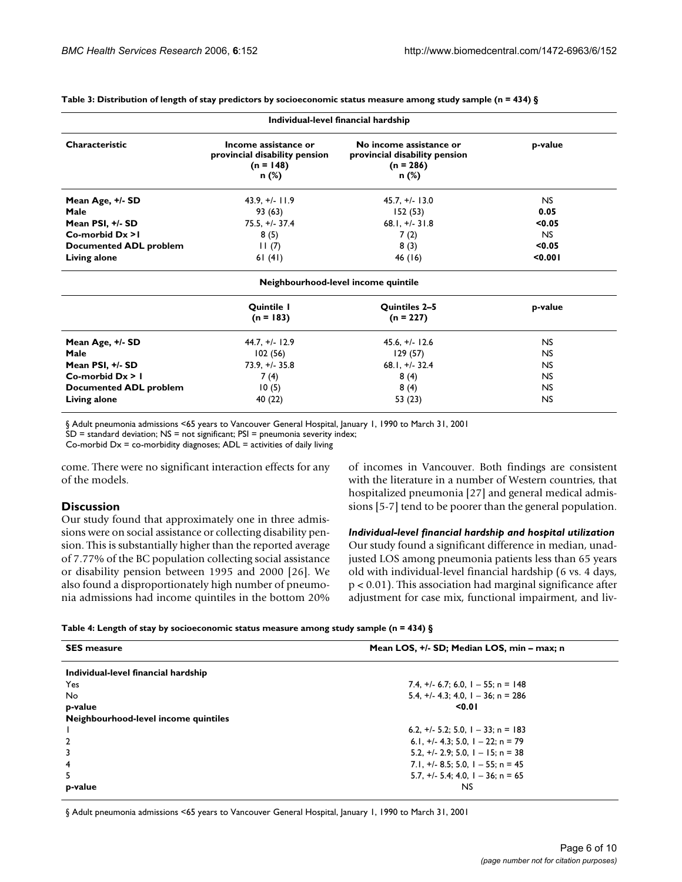**Table 3: Distribution of length of stay predictors by socioeconomic status measure among study sample (n = 434) §**

| Individual-level financial hardship | | | |
|---|---|---|---|
| **Characteristic** | **Income assistance or provincial disability pension (n = 148) n (%)** | **No income assistance or provincial disability pension (n = 286) n (%)** | **p-value** |
| **Mean Age, +/- SD** | 43.9, +/- 11.9 | 45.7, +/- 13.0 | NS |
| **Male** | 93 (63) | 152 (53) | **0.05** |
| **Mean PSI, +/- SD** | 75.5, +/- 37.4 | 68.1, +/- 31.8 | **<0.05** |
| **Co-morbid Dx >1** | 8 (5) | 7 (2) | NS |
| **Documented ADL problem** | 11 (7) | 8 (3) | **<0.05** |
| **Living alone** | 61 (41) | 46 (16) | **<0.001** |
| **Neighbourhood-level income quintile** | | | |
| | **Quintile 1 (n = 183)** | **Quintiles 2–5 (n = 227)** | **p-value** |
| **Mean Age, +/- SD** | 44.7, +/- 12.9 | 45.6, +/- 12.6 | NS |
| **Male** | 102 (56) | 129 (57) | NS |
| **Mean PSI, +/- SD** | 73.9, +/- 35.8 | 68.1, +/- 32.4 | NS |
| **Co-morbid Dx > 1** | 7 (4) | 8 (4) | NS |
| **Documented ADL problem** | 10 (5) | 8 (4) | NS |
| **Living alone** | 40 (22) | 53 (23) | NS |

§ Adult pneumonia admissions <65 years to Vancouver General Hospital, January 1, 1990 to March 31, 2001
SD = standard deviation; NS = not significant; PSI = pneumonia severity index;
Co-morbid Dx = co-morbidity diagnoses; ADL = activities of daily living

come. There were no significant interaction effects for any of the models.

## Discussion

Our study found that approximately one in three admissions were on social assistance or collecting disability pension. This is substantially higher than the reported average of 7.77% of the BC population collecting social assistance or disability pension between 1995 and 2000 [26]. We also found a disproportionately high number of pneumonia admissions had income quintiles in the bottom 20% of incomes in Vancouver. Both findings are consistent with the literature in a number of Western countries, that hospitalized pneumonia [27] and general medical admissions [5-7] tend to be poorer than the general population.

### *Individual-level financial hardship and hospital utilization*

Our study found a significant difference in median, unadjusted LOS among pneumonia patients less than 65 years old with individual-level financial hardship (6 vs. 4 days, $p < 0.01$). This association had marginal significance after adjustment for case mix, functional impairment, and liv-

**Table 4: Length of stay by socioeconomic status measure among study sample (n = 434) §**

| **SES measure** | **Mean LOS, +/- SD; Median LOS, min – max; n** |
|---|---|
| **Individual-level financial hardship** | |
| Yes | 7.4, +/- 6.7; 6.0, 1 – 55; n = 148 |
| No | 5.4, +/- 4.3; 4.0, 1 – 36; n = 286 |
| **p-value** | **<0.01** |
| **Neighbourhood-level income quintiles** | |
| 1 | 6.2, +/- 5.2; 5.0, 1 – 33; n = 183 |
| 2 | 6.1, +/- 4.3; 5.0, 1 – 22; n = 79 |
| 3 | 5.2, +/- 2.9; 5.0, 1 – 15; n = 38 |
| 4 | 7.1, +/- 8.5; 5.0, 1 – 55; n = 45 |
| 5 | 5.7, +/- 5.4; 4.0, 1 – 36; n = 65 |
| **p-value** | NS |

§ Adult pneumonia admissions <65 years to Vancouver General Hospital, January 1, 1990 to March 31, 2001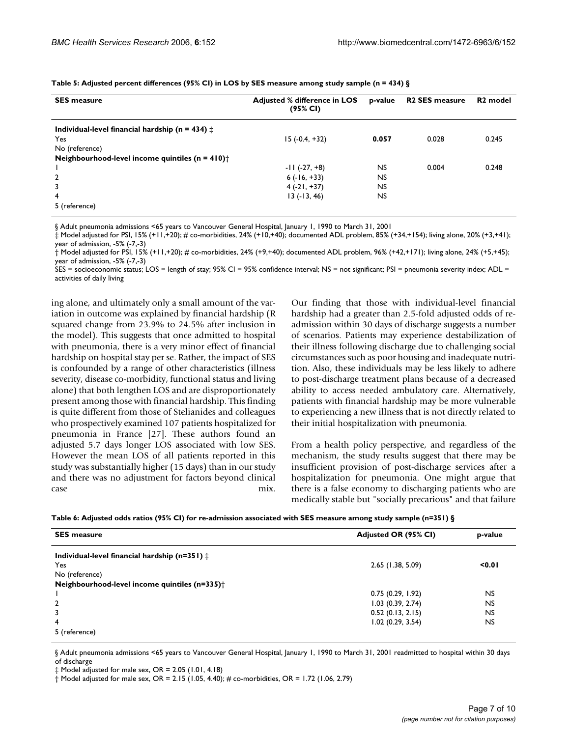**Table 5: Adjusted percent differences (95% CI) in LOS by SES measure among study sample (n = 434) §**

| SES measure | Adjusted % difference in LOS (95% CI) | p-value | R2 SES measure | R2 model |
| --- | --- | --- | --- | --- |
| **Individual-level financial hardship (n = 434) ‡** | | | | |
| Yes | 15 (-0.4, +32) | **0.057** | 0.028 | 0.245 |
| No (reference) | | | | |
| **Neighbourhood-level income quintiles (n = 410)†** | | | | |
| 1 | -11 (-27, +8) | NS | 0.004 | 0.248 |
| 2 | 6 (-16, +33) | NS | | |
| 3 | 4 (-21, +37) | NS | | |
| 4 | 13 (-13, 46) | NS | | |
| 5 (reference) | | | | |

§ Adult pneumonia admissions <65 years to Vancouver General Hospital, January 1, 1990 to March 31, 2001
‡ Model adjusted for PSI, 15% (+11,+20); # co-morbidities, 24% (+10,+40); documented ADL problem, 85% (+34,+154); living alone, 20% (+3,+41); year of admission, -5% (-7,-3)
† Model adjusted for PSI, 15% (+11,+20); # co-morbidities, 24% (+9,+40); documented ADL problem, 96% (+42,+171); living alone, 24% (+5,+45); year of admission, -5% (-7,-3)
SES = socioeconomic status; LOS = length of stay; 95% CI = 95% confidence interval; NS = not significant; PSI = pneumonia severity index; ADL = activities of daily living

ing alone, and ultimately only a small amount of the variation in outcome was explained by financial hardship (R squared change from 23.9% to 24.5% after inclusion in the model). This suggests that once admitted to hospital with pneumonia, there is a very minor effect of financial hardship on hospital stay per se. Rather, the impact of SES is confounded by a range of other characteristics (illness severity, disease co-morbidity, functional status and living alone) that both lengthen LOS and are disproportionately present among those with financial hardship. This finding is quite different from those of Stelianides and colleagues who prospectively examined 107 patients hospitalized for pneumonia in France [27]. These authors found an adjusted 5.7 days longer LOS associated with low SES. However the mean LOS of all patients reported in this study was substantially higher (15 days) than in our study and there was no adjustment for factors beyond clinical case mix.

Our finding that those with individual-level financial hardship had a greater than 2.5-fold adjusted odds of re-admission within 30 days of discharge suggests a number of scenarios. Patients may experience destabilization of their illness following discharge due to challenging social circumstances such as poor housing and inadequate nutrition. Also, these individuals may be less likely to adhere to post-discharge treatment plans because of a decreased ability to access needed ambulatory care. Alternatively, patients with financial hardship may be more vulnerable to experiencing a new illness that is not directly related to their initial hospitalization with pneumonia.

From a health policy perspective, and regardless of the mechanism, the study results suggest that there may be insufficient provision of post-discharge services after a hospitalization for pneumonia. One might argue that there is a false economy to discharging patients who are medically stable but "socially precarious" and that failure

**Table 6: Adjusted odds ratios (95% CI) for re-admission associated with SES measure among study sample (n=351) §**

| SES measure | Adjusted OR (95% CI) | p-value |
| --- | --- | --- |
| **Individual-level financial hardship (n=351) ‡** | | |
| Yes | 2.65 (1.38, 5.09) | **<0.01** |
| No (reference) | | |
| **Neighbourhood-level income quintiles (n=335)†** | | |
| 1 | 0.75 (0.29, 1.92) | NS |
| 2 | 1.03 (0.39, 2.74) | NS |
| 3 | 0.52 (0.13, 2.15) | NS |
| 4 | 1.02 (0.29, 3.54) | NS |
| 5 (reference) | | |

§ Adult pneumonia admissions <65 years to Vancouver General Hospital, January 1, 1990 to March 31, 2001 readmitted to hospital within 30 days of discharge
‡ Model adjusted for male sex, OR = 2.05 (1.01, 4.18)
† Model adjusted for male sex, OR = 2.15 (1.05, 4.40); # co-morbidities, OR = 1.72 (1.06, 2.79)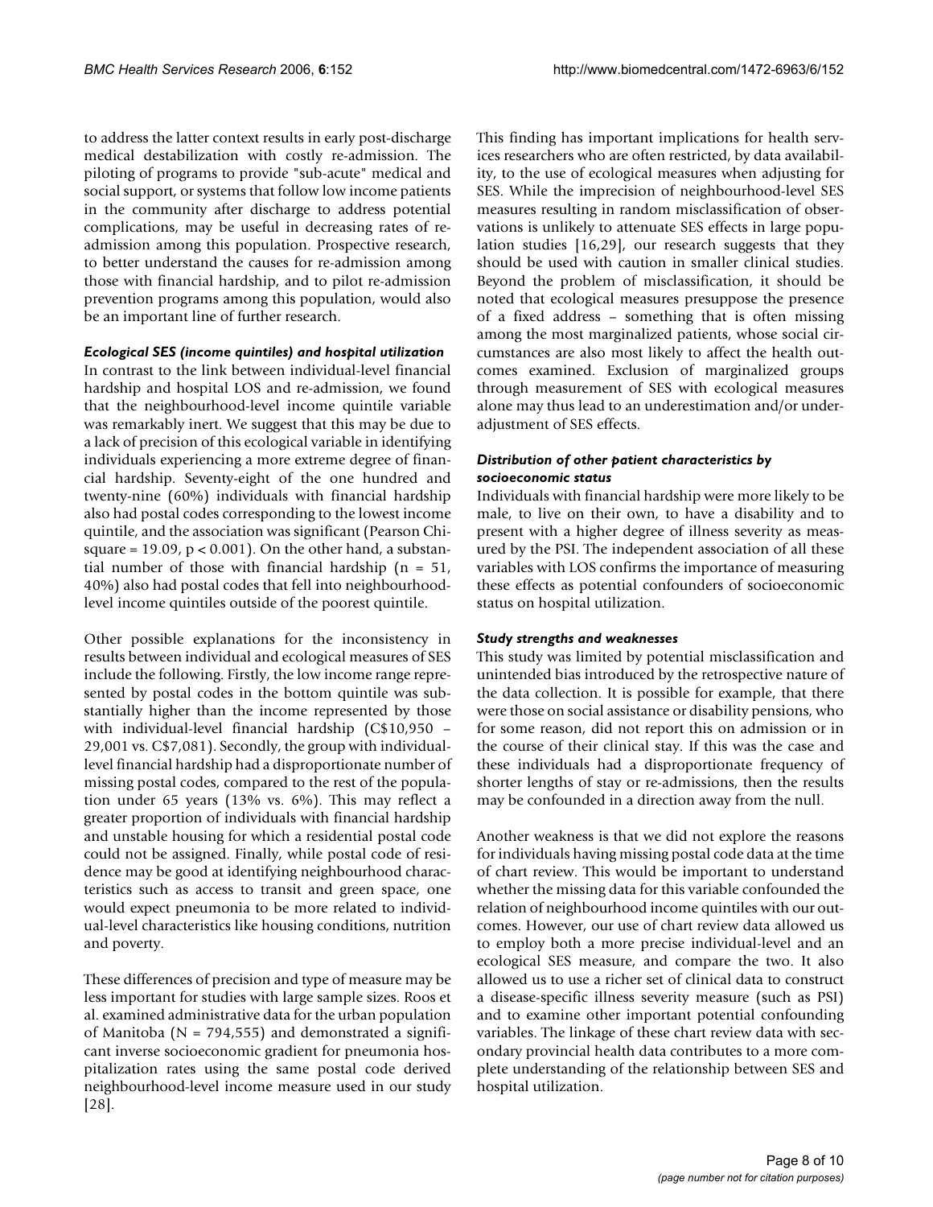to address the latter context results in early post-discharge medical destabilization with costly re-admission. The piloting of programs to provide "sub-acute" medical and social support, or systems that follow low income patients in the community after discharge to address potential complications, may be useful in decreasing rates of re-admission among this population. Prospective research, to better understand the causes for re-admission among those with financial hardship, and to pilot re-admission prevention programs among this population, would also be an important line of further research.

#### *Ecological SES (income quintiles) and hospital utilization*

In contrast to the link between individual-level financial hardship and hospital LOS and re-admission, we found that the neighbourhood-level income quintile variable was remarkably inert. We suggest that this may be due to a lack of precision of this ecological variable in identifying individuals experiencing a more extreme degree of financial hardship. Seventy-eight of the one hundred and twenty-nine (60%) individuals with financial hardship also had postal codes corresponding to the lowest income quintile, and the association was significant (Pearson Chi-square = 19.09, $p < 0.001$). On the other hand, a substantial number of those with financial hardship ($n = 51$, 40%) also had postal codes that fell into neighbourhood-level income quintiles outside of the poorest quintile.

Other possible explanations for the inconsistency in results between individual and ecological measures of SES include the following. Firstly, the low income range represented by postal codes in the bottom quintile was substantially higher than the income represented by those with individual-level financial hardship (C$10,950 – 29,001 vs. C$7,081). Secondly, the group with individual-level financial hardship had a disproportionate number of missing postal codes, compared to the rest of the population under 65 years (13% vs. 6%). This may reflect a greater proportion of individuals with financial hardship and unstable housing for which a residential postal code could not be assigned. Finally, while postal code of residence may be good at identifying neighbourhood characteristics such as access to transit and green space, one would expect pneumonia to be more related to individual-level characteristics like housing conditions, nutrition and poverty.

These differences of precision and type of measure may be less important for studies with large sample sizes. Roos et al. examined administrative data for the urban population of Manitoba (N = 794,555) and demonstrated a significant inverse socioeconomic gradient for pneumonia hospitalization rates using the same postal code derived neighbourhood-level income measure used in our study [28].

This finding has important implications for health services researchers who are often restricted, by data availability, to the use of ecological measures when adjusting for SES. While the imprecision of neighbourhood-level SES measures resulting in random misclassification of observations is unlikely to attenuate SES effects in large population studies [16,29], our research suggests that they should be used with caution in smaller clinical studies. Beyond the problem of misclassification, it should be noted that ecological measures presuppose the presence of a fixed address – something that is often missing among the most marginalized patients, whose social circumstances are also most likely to affect the health outcomes examined. Exclusion of marginalized groups through measurement of SES with ecological measures alone may thus lead to an underestimation and/or under-adjustment of SES effects.

#### *Distribution of other patient characteristics by socioeconomic status*

Individuals with financial hardship were more likely to be male, to live on their own, to have a disability and to present with a higher degree of illness severity as measured by the PSI. The independent association of all these variables with LOS confirms the importance of measuring these effects as potential confounders of socioeconomic status on hospital utilization.

#### *Study strengths and weaknesses*

This study was limited by potential misclassification and unintended bias introduced by the retrospective nature of the data collection. It is possible for example, that there were those on social assistance or disability pensions, who for some reason, did not report this on admission or in the course of their clinical stay. If this was the case and these individuals had a disproportionate frequency of shorter lengths of stay or re-admissions, then the results may be confounded in a direction away from the null.

Another weakness is that we did not explore the reasons for individuals having missing postal code data at the time of chart review. This would be important to understand whether the missing data for this variable confounded the relation of neighbourhood income quintiles with our outcomes. However, our use of chart review data allowed us to employ both a more precise individual-level and an ecological SES measure, and compare the two. It also allowed us to use a richer set of clinical data to construct a disease-specific illness severity measure (such as PSI) and to examine other important potential confounding variables. The linkage of these chart review data with secondary provincial health data contributes to a more complete understanding of the relationship between SES and hospital utilization.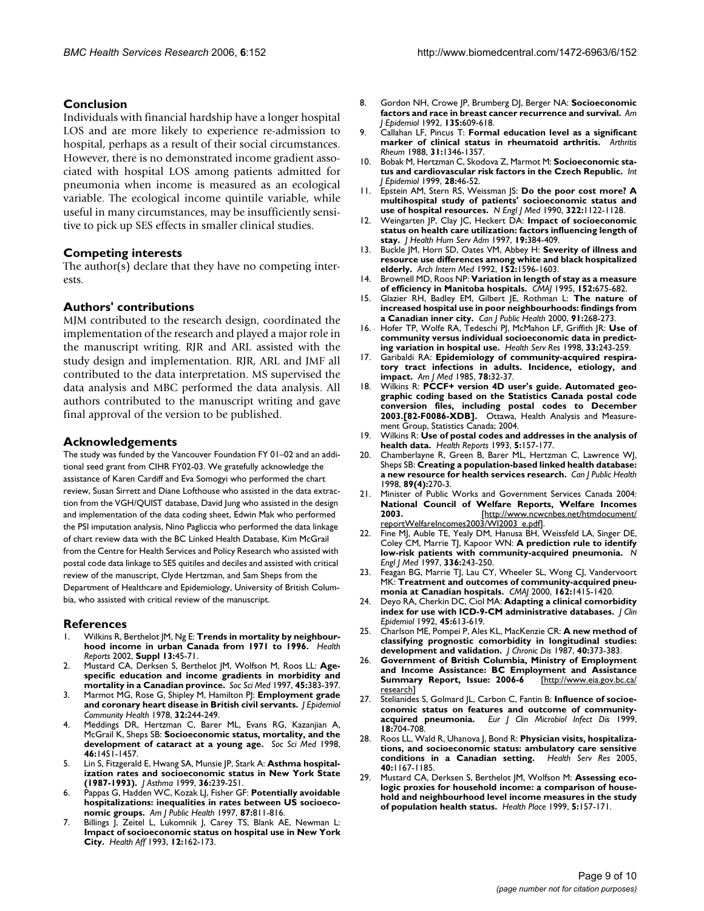## Conclusion

Individuals with financial hardship have a longer hospital LOS and are more likely to experience re-admission to hospital, perhaps as a result of their social circumstances. However, there is no demonstrated income gradient associated with hospital LOS among patients admitted for pneumonia when income is measured as an ecological variable. The ecological income quintile variable, while useful in many circumstances, may be insufficiently sensitive to pick up SES effects in smaller clinical studies.

## Competing interests

The author(s) declare that they have no competing interests.

## Authors' contributions

MJM contributed to the research design, coordinated the implementation of the research and played a major role in the manuscript writing. RJR and ARL assisted with the study design and implementation. RJR, ARL and JMF all contributed to the data interpretation. MS supervised the data analysis and MBC performed the data analysis. All authors contributed to the manuscript writing and gave final approval of the version to be published.

## Acknowledgements

The study was funded by the Vancouver Foundation FY 01–02 and an additional seed grant from CIHR FY02-03. We gratefully acknowledge the assistance of Karen Cardiff and Eva Somogyi who performed the chart review, Susan Sirrett and Diane Lofthouse who assisted in the data extraction from the VGH/QUIST database, David Jung who assisted in the design and implementation of the data coding sheet, Edwin Mak who performed the PSI imputation analysis, Nino Pagliccia who performed the data linkage of chart review data with the BC Linked Health Database, Kim McGrail from the Centre for Health Services and Policy Research who assisted with postal code data linkage to SES quitiles and deciles and assisted with critical review of the manuscript, Clyde Hertzman, and Sam Sheps from the Department of Healthcare and Epidemiology, University of British Columbia, who assisted with critical review of the manuscript.

## References

1. Wilkins R, Berthelot JM, Ng E: **Trends in mortality by neighbourhood income in urban Canada from 1971 to 1996.** *Health Reports* 2002, **Suppl 13:**45-71.
2. Mustard CA, Derksen S, Berthelot JM, Wolfson M, Roos LL: **Age-specific education and income gradients in morbidity and mortality in a Canadian province.** *Soc Sci Med* 1997, **45:**383-397.
3. Marmot MG, Rose G, Shipley M, Hamilton PJ: **Employment grade and coronary heart disease in British civil servants.** *J Epidemiol Community Health* 1978, **32:**244-249.
4. Meddings DR, Hertzman C, Barer ML, Evans RG, Kazanjian A, McGrail K, Sheps SB: **Socioeconomic status, mortality, and the development of cataract at a young age.** *Soc Sci Med* 1998, **46:**1451-1457.
5. Lin S, Fitzgerald E, Hwang SA, Munsie JP, Stark A: **Asthma hospitalization rates and socioeconomic status in New York State (1987-1993).** *J Asthma* 1999, **36:**239-251.
6. Pappas G, Hadden WC, Kozak LJ, Fisher GF: **Potentially avoidable hospitalizations: inequalities in rates between US socioeconomic groups.** *Am J Public Health* 1997, **87:**811-816.
7. Billings J, Zeitel L, Lukomnik J, Carey TS, Blank AE, Newman L: **Impact of socioeconomic status on hospital use in New York City.** *Health Aff* 1993, **12:**162-173.
8. Gordon NH, Crowe JP, Brumberg DJ, Berger NA: **Socioeconomic factors and race in breast cancer recurrence and survival.** *Am J Epidemiol* 1992, **135:**609-618.
9. Callahan LF, Pincus T: **Formal education level as a significant marker of clinical status in rheumatoid arthritis.** *Arthritis Rheum* 1988, **31:**1346-1357.
10. Bobak M, Hertzman C, Skodova Z, Marmot M: **Socioeconomic status and cardiovascular risk factors in the Czech Republic.** *Int J Epidemiol* 1999, **28:**46-52.
11. Epstein AM, Stern RS, Weissman JS: **Do the poor cost more? A multihospital study of patients' socioeconomic status and use of hospital resources.** *N Engl J Med* 1990, **322:**1122-1128.
12. Weingarten JP, Clay JC, Heckert DA: **Impact of socioeconomic status on health care utilization: factors influencing length of stay.** *J Health Hum Serv Adm* 1997, **19:**384-409.
13. Buckle JM, Horn SD, Oates VM, Abbey H: **Severity of illness and resource use differences among white and black hospitalized elderly.** *Arch Intern Med* 1992, **152:**1596-1603.
14. Brownell MD, Roos NP: **Variation in length of stay as a measure of efficiency in Manitoba hospitals.** *CMAJ* 1995, **152:**675-682.
15. Glazier RH, Badley EM, Gilbert JE, Rothman L: **The nature of increased hospital use in poor neighbourhoods: findings from a Canadian inner city.** *Can J Public Health* 2000, **91:**268-273.
16. Hofer TP, Wolfe RA, Tedeschi PJ, McMahon LF, Griffith JR: **Use of community versus individual socioeconomic data in predicting variation in hospital use.** *Health Serv Res* 1998, **33:**243-259.
17. Garibaldi RA: **Epidemiology of community-acquired respiratory tract infections in adults. Incidence, etiology, and impact.** *Am J Med* 1985, **78:**32-37.
18. Wilkins R: **PCCF+ version 4D user's guide. Automated geographic coding based on the Statistics Canada postal code conversion files, including postal codes to December 2003.[82-F0086-XDB].** Ottawa, Health Analysis and Measurement Group, Statistics Canada; 2004.
19. Wilkins R: **Use of postal codes and addresses in the analysis of health data.** *Health Reports* 1993, **5:**157-177.
20. Chamberlayne R, Green B, Barer ML, Hertzman C, Lawrence WJ, Sheps SB: **Creating a population-based linked health database: a new resource for health services research.** *Can J Public Health* 1998, **89(4):**270-3.
21. Minister of Public Works and Government Services Canada 2004: **National Council of Welfare Reports, Welfare Incomes 2003.** [http://www.ncwcnbes.net/htmdocument/reportWelfareIncomes2003/WI2003_e.pdf].
22. Fine MJ, Auble TE, Yealy DM, Hanusa BH, Weissfeld LA, Singer DE, Coley CM, Marrie TJ, Kapoor WN: **A prediction rule to identify low-risk patients with community-acquired pneumonia.** *N Engl J Med* 1997, **336:**243-250.
23. Feagan BG, Marrie TJ, Lau CY, Wheeler SL, Wong CJ, Vandervoort MK: **Treatment and outcomes of community-acquired pneumonia at Canadian hospitals.** *CMAJ* 2000, **162:**1415-1420.
24. Deyo RA, Cherkin DC, Ciol MA: **Adapting a clinical comorbidity index for use with ICD-9-CM administrative databases.** *J Clin Epidemiol* 1992, **45:**613-619.
25. Charlson ME, Pompei P, Ales KL, MacKenzie CR: **A new method of classifying prognostic comorbidity in longitudinal studies: development and validation.** *J Chronic Dis* 1987, **40:**373-383.
26. **Government of British Columbia, Ministry of Employment and Income Assistance: BC Employment and Assistance Summary Report, Issue: 2006-6** [http://www.eia.gov.bc.ca/research]
27. Stelianides S, Golmard JL, Carbon C, Fantin B: **Influence of socioeconomic status on features and outcome of community-acquired pneumonia.** *Eur J Clin Microbiol Infect Dis* 1999, **18:**704-708.
28. Roos LL, Wald R, Uhanova J, Bond R: **Physician visits, hospitalizations, and socioeconomic status: ambulatory care sensitive conditions in a Canadian setting.** *Health Serv Res* 2005, **40:**1167-1185.
29. Mustard CA, Derksen S, Berthelot JM, Wolfson M: **Assessing ecologic proxies for household income: a comparison of household and neighbourhood level income measures in the study of population health status.** *Health Place* 1999, **5:**157-171.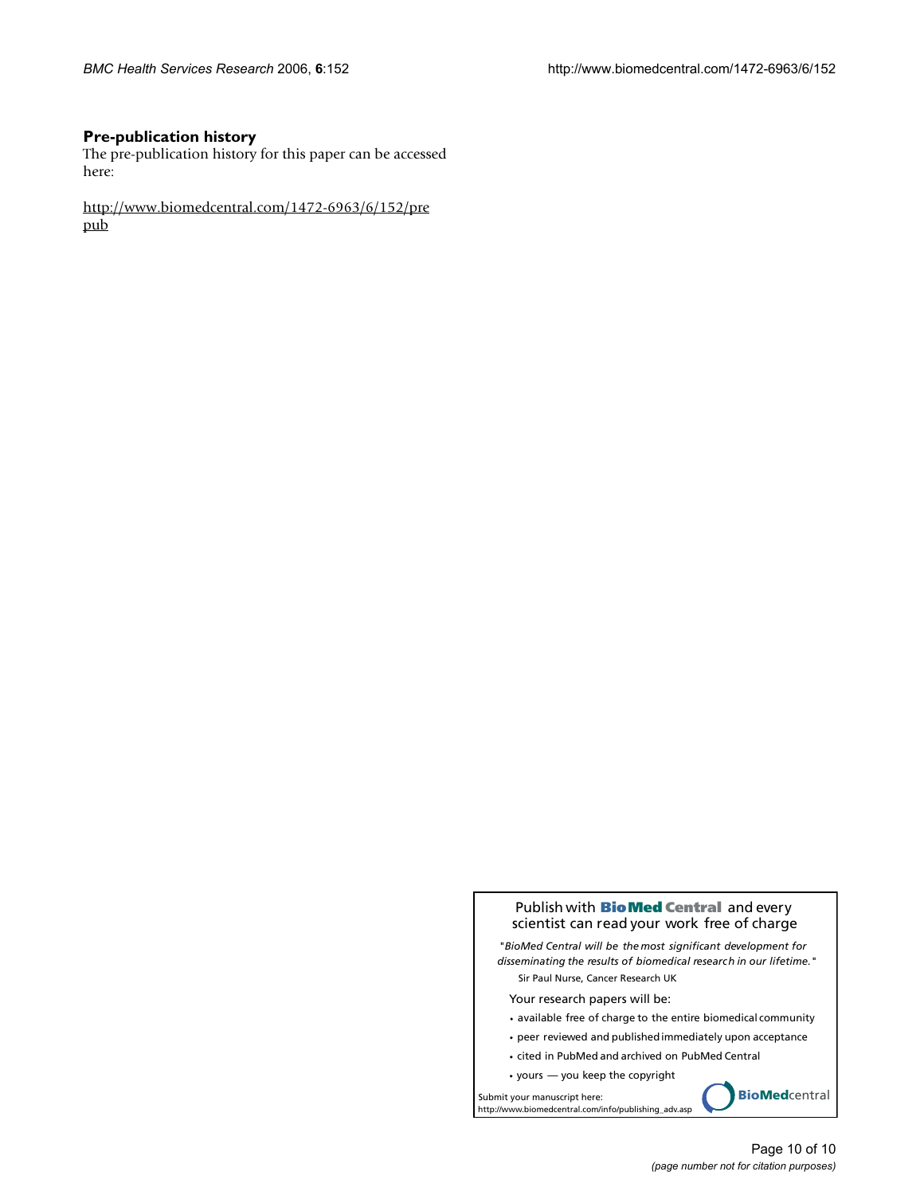## Pre-publication history

The pre-publication history for this paper can be accessed here:

http://www.biomedcentral.com/1472-6963/6/152/prepub

Publish with **BioMed Central** and every scientist can read your work free of charge

*"BioMed Central will be the most significant development for disseminating the results of biomedical research in our lifetime."*

Sir Paul Nurse, Cancer Research UK

Your research papers will be:

- available free of charge to the entire biomedical community
- peer reviewed and published immediately upon acceptance
- cited in PubMed and archived on PubMed Central
- yours — you keep the copyright

Submit your manuscript here:
http://www.biomedcentral.com/info/publishing_adv.asp

**BioMed**central